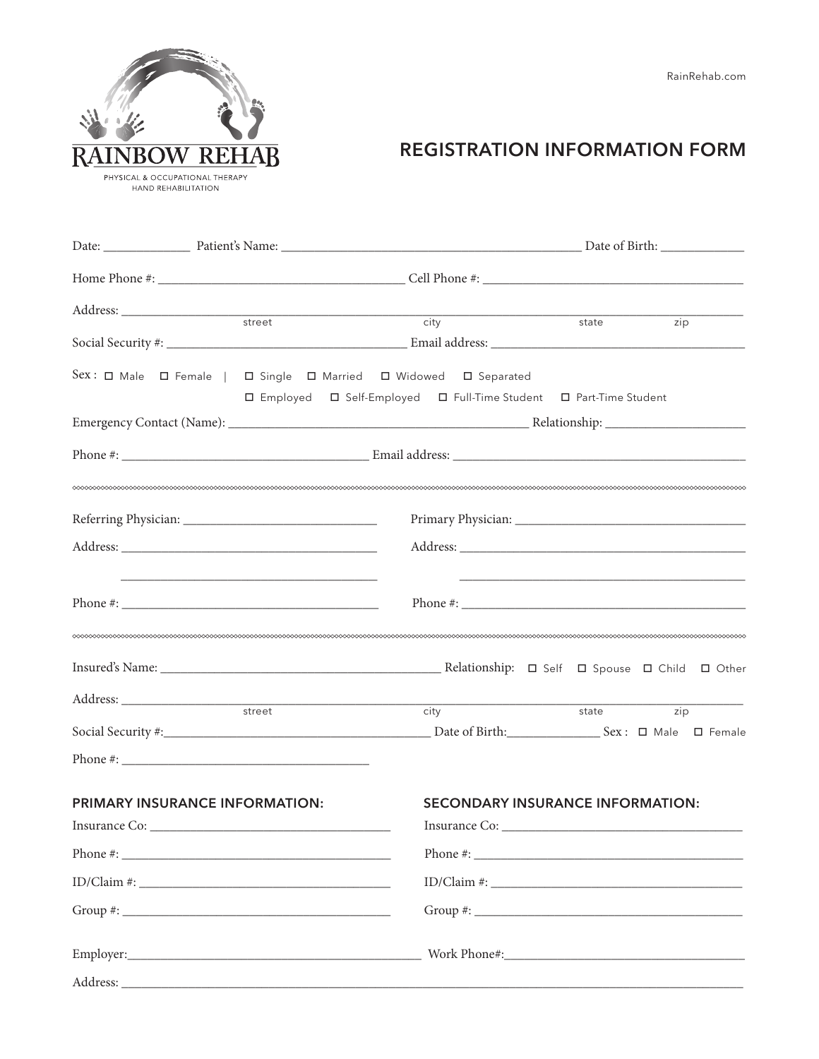RAINBOW REHAB

PHYSICAL & OCCUPATIONAL THERAPY
HAND REHABILITATION

RainRehab.com

# REGISTRATION INFORMATION FORM

Date: ____________ Patient's Name: __________________________________________ Date of Birth: ____________

Home Phone #: ___________________________________ Cell Phone #: _____________________________________

Address: _____________________________________________________________________________________________
street city state zip

Social Security #: ___________________________________ Email address: _____________________________________

Sex : ☐ Male ☐ Female | ☐ Single ☐ Married ☐ Widowed ☐ Separated

☐ Employed ☐ Self-Employed ☐ Full-Time Student ☐ Part-Time Student

Emergency Contact (Name): ____________________________________________ Relationship: ____________________

Phone #: ___________________________________ Email address: __________________________________________

---

Referring Physician: _____________________________

Address: ______________________________________

______________________________________

Phone #: ______________________________________

Primary Physician: ____________________________________

Address: ____________________________________________

____________________________________________

Phone #: ____________________________________________

---

Insured's Name: ___________________________________________ Relationship: ☐ Self ☐ Spouse ☐ Child ☐ Other

Address: _____________________________________________________________________________________________
street city state zip

Social Security #: ________________________________________ Date of Birth: ______________ Sex : ☐ Male ☐ Female

Phone #: _____________________________________

## PRIMARY INSURANCE INFORMATION:

Insurance Co: _________________________________________

Phone #: _____________________________________________

ID/Claim #: __________________________________________

Group #: _____________________________________________

## SECONDARY INSURANCE INFORMATION:

Insurance Co: _________________________________________

Phone #: _____________________________________________

ID/Claim #: __________________________________________

Group #: _____________________________________________

Employer: ______________________________________________ Work Phone#: _____________________________________

Address: _____________________________________________________________________________________________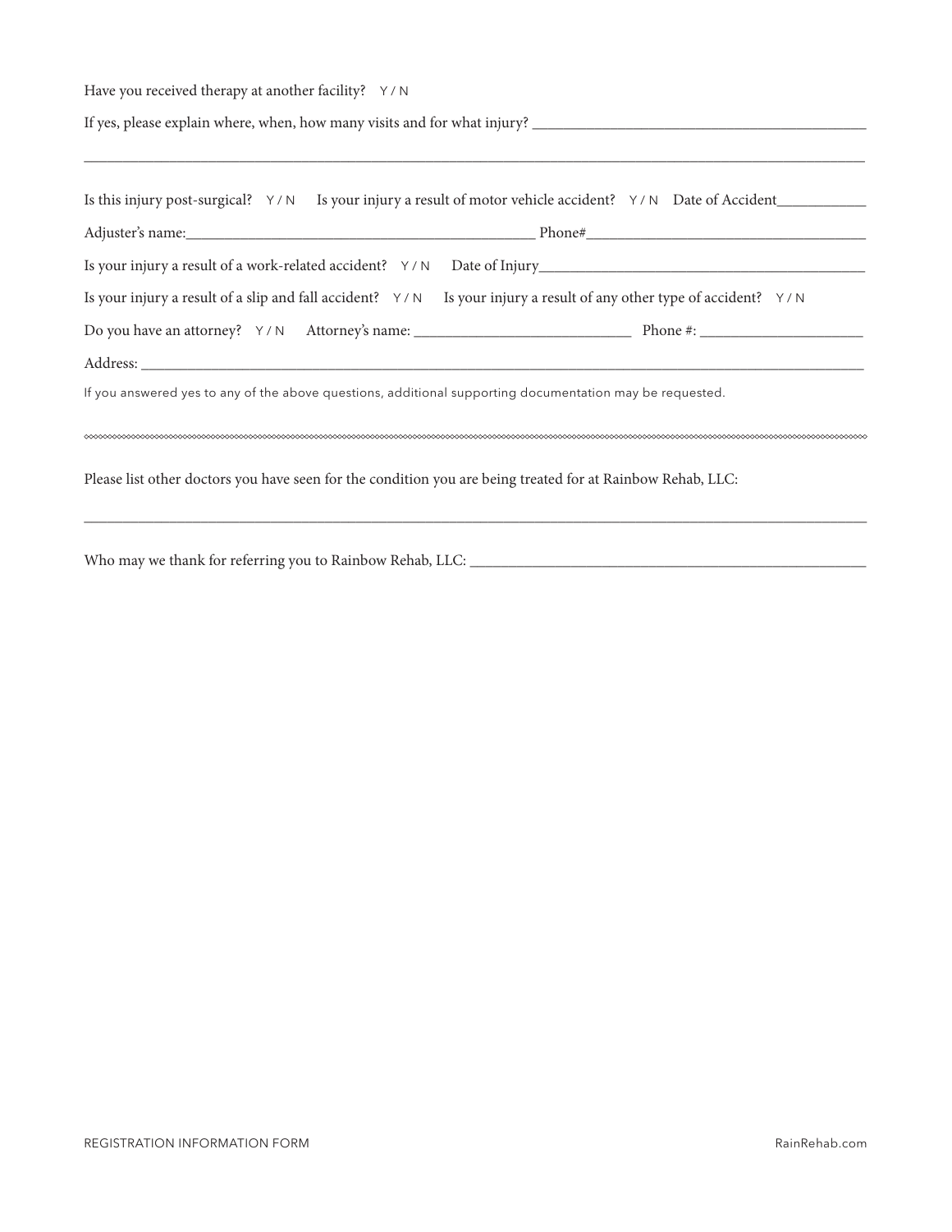Have you received therapy at another facility? Y / N

If yes, please explain where, when, how many visits and for what injury? ________________________________________________

__________________________________________________________________________________________________________

Is this injury post-surgical? Y / N Is your injury a result of motor vehicle accident? Y / N Date of Accident____________

Adjuster's name:________________________________________________ Phone#_____________________________________

Is your injury a result of a work-related accident? Y / N Date of Injury____________________________________________

Is your injury a result of a slip and fall accident? Y / N Is your injury a result of any other type of accident? Y / N

Do you have an attorney? Y / N Attorney's name: _____________________________ Phone #: ______________________

Address: __________________________________________________________________________________________________

If you answered yes to any of the above questions, additional supporting documentation may be requested.

---

Please list other doctors you have seen for the condition you are being treated for at Rainbow Rehab, LLC:

__________________________________________________________________________________________________________

Who may we thank for referring you to Rainbow Rehab, LLC: _______________________________________________________